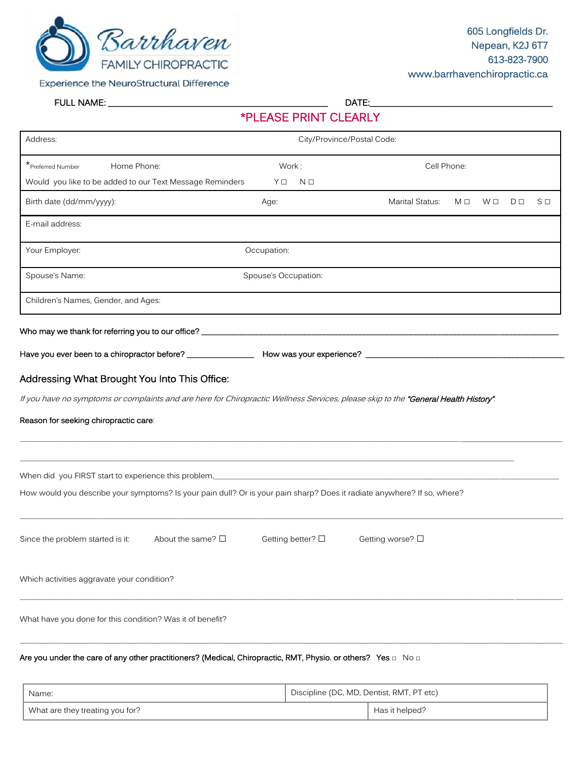Barrhaven FAMILY CHIROPRACTIC

Experience the NeuroStructural Difference

605 Longfields Dr.
Nepean, K2J 6T7
613-823-7900
www.barrhavenchiropractic.ca

FULL NAME: ______________________________________ DATE:____________________________________

*PLEASE PRINT CLEARLY

| Address: | | City/Province/Postal Code: | |
|---|---|---|---|
| *Preferred Number | Home Phone: | Work : | Cell Phone: |
| Would you like to be added to our Text Message Reminders | | Y ☐ N ☐ | |
| Birth date (dd/mm/yyyy): | | Age: | Marital Status: M ☐ W ☐ D ☐ S ☐ |
| E-mail address: | | | |
| Your Employer: | | Occupation: | |
| Spouse's Name: | | Spouse's Occupation: | |
| Children's Names, Gender, and Ages: | | | |

Who may we thank for referring you to our office? ______________________________________________________________________

Have you ever been to a chiropractor before? ______________ How was your experience? ____________________________________

## Addressing What Brought You Into This Office:

*If you have no symptoms or complaints and are here for Chiropractic Wellness Services, please skip to the "General Health History".*

Reason for seeking chiropractic care:

_____________________________________________________________________________________________________________

_____________________________________________________________________________________________________________

When did you FIRST start to experience this problem,_______________________________________________________________

How would you describe your symptoms? Is your pain dull? Or is your pain sharp? Does it radiate anywhere? If so, where?

_____________________________________________________________________________________________________________

Since the problem started is it: About the same? ☐ Getting better? ☐ Getting worse? ☐

Which activities aggravate your condition?

_____________________________________________________________________________________________________________

What have you done for this condition? Was it of benefit?

_____________________________________________________________________________________________________________

**Are you under the care of any other practitioners? (Medical, Chiropractic, RMT, Physio. or others? Yes ☐ No ☐**

| Name: | Discipline (DC, MD, Dentist, RMT, PT etc) |
|---|---|
| What are they treating you for? | Has it helped? |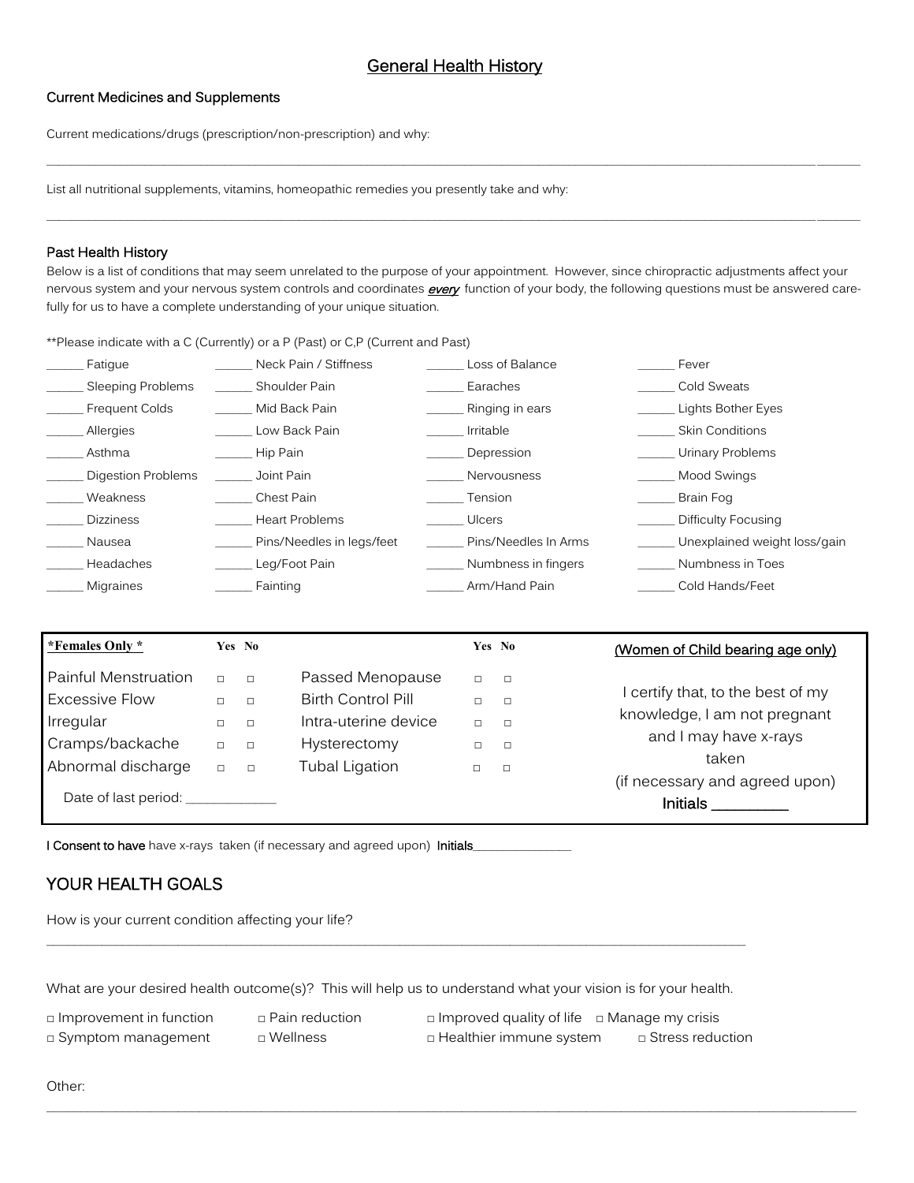# General Health History

## Current Medicines and Supplements

Current medications/drugs (prescription/non-prescription) and why:

_______________________________________________________________________________________________________________

List all nutritional supplements, vitamins, homeopathic remedies you presently take and why:

_______________________________________________________________________________________________________________

## Past Health History

Below is a list of conditions that may seem unrelated to the purpose of your appointment. However, since chiropractic adjustments affect your nervous system and your nervous system controls and coordinates ***every*** function of your body, the following questions must be answered carefully for us to have a complete understanding of your unique situation.

**Please indicate with a C (Currently) or a P (Past) or C,P (Current and Past)

| | | | |
|---|---|---|---|
| ______ Fatigue | ______ Neck Pain / Stiffness | ______ Loss of Balance | ______ Fever |
| ______ Sleeping Problems | ______ Shoulder Pain | ______ Earaches | ______ Cold Sweats |
| ______ Frequent Colds | ______ Mid Back Pain | ______ Ringing in ears | ______ Lights Bother Eyes |
| ______ Allergies | ______ Low Back Pain | ______ Irritable | ______ Skin Conditions |
| ______ Asthma | ______ Hip Pain | ______ Depression | ______ Urinary Problems |
| ______ Digestion Problems | ______ Joint Pain | ______ Nervousness | ______ Mood Swings |
| ______ Weakness | ______ Chest Pain | ______ Tension | ______ Brain Fog |
| ______ Dizziness | ______ Heart Problems | ______ Ulcers | ______ Difficulty Focusing |
| ______ Nausea | ______ Pins/Needles in legs/feet | ______ Pins/Needles In Arms | ______ Unexplained weight loss/gain |
| ______ Headaches | ______ Leg/Foot Pain | ______ Numbness in fingers | ______ Numbness in Toes |
| ______ Migraines | ______ Fainting | ______ Arm/Hand Pain | ______ Cold Hands/Feet |

| ***Females Only*** | Yes | No | | Yes | No | (Women of Child bearing age only) |
|---|---|---|---|---|---|---|
| Painful Menstruation | □ | □ | Passed Menopause | □ | □ | I certify that, to the best of my knowledge, I am not pregnant and I may have x-rays taken (if necessary and agreed upon) |
| Excessive Flow | □ | □ | Birth Control Pill | □ | □ | |
| Irregular | □ | □ | Intra-uterine device | □ | □ | |
| Cramps/backache | □ | □ | Hysterectomy | □ | □ | |
| Abnormal discharge | □ | □ | Tubal Ligation | □ | □ | |
| Date of last period: ____________ | | | | | | **Initials** _________ |

**I Consent to have** have x-rays taken (if necessary and agreed upon) **Initials**______________

## YOUR HEALTH GOALS

How is your current condition affecting your life?

_______________________________________________________________________________________________________________

What are your desired health outcome(s)? This will help us to understand what your vision is for your health.

□ Improvement in function □ Pain reduction □ Improved quality of life □ Manage my crisis
□ Symptom management □ Wellness □ Healthier immune system □ Stress reduction

Other:

_______________________________________________________________________________________________________________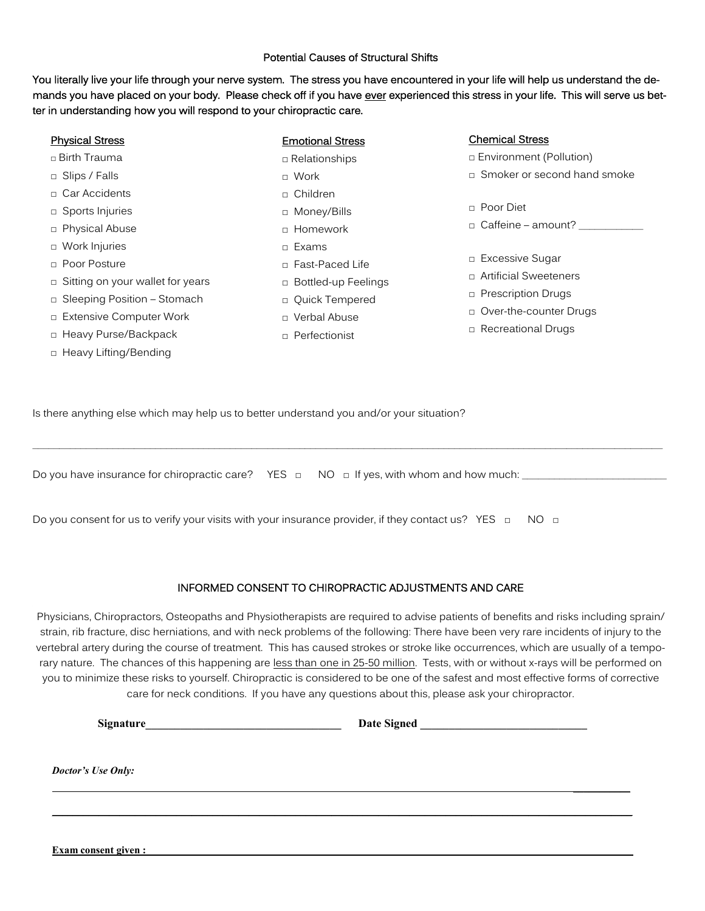## Potential Causes of Structural Shifts

You literally live your life through your nerve system. The stress you have encountered in your life will help us understand the demands you have placed on your body. Please check off if you have <u>ever</u> experienced this stress in your life. This will serve us better in understanding how you will respond to your chiropractic care.

**<u>Physical Stress</u>**

- □ Birth Trauma
- □ Slips / Falls
- □ Car Accidents
- □ Sports Injuries
- □ Physical Abuse
- □ Work Injuries
- □ Poor Posture
- □ Sitting on your wallet for years
- □ Sleeping Position – Stomach
- □ Extensive Computer Work
- □ Heavy Purse/Backpack
- □ Heavy Lifting/Bending

**<u>Emotional Stress</u>**

- □ Relationships
- □ Work
- □ Children
- □ Money/Bills
- □ Homework
- □ Exams
- □ Fast-Paced Life
- □ Bottled-up Feelings
- □ Quick Tempered
- □ Verbal Abuse
- □ Perfectionist

**<u>Chemical Stress</u>**

- □ Environment (Pollution)
- □ Smoker or second hand smoke
- □ Poor Diet
- □ Caffeine – amount? ___________
- □ Excessive Sugar
- □ Artificial Sweeteners
- □ Prescription Drugs
- □ Over-the-counter Drugs
- □ Recreational Drugs

Is there anything else which may help us to better understand you and/or your situation?

_______________________________________________________________________________

Do you have insurance for chiropractic care? YES □ NO □ If yes, with whom and how much: ________________________

Do you consent for us to verify your visits with your insurance provider, if they contact us? YES □ NO □

## INFORMED CONSENT TO CHIROPRACTIC ADJUSTMENTS AND CARE

Physicians, Chiropractors, Osteopaths and Physiotherapists are required to advise patients of benefits and risks including sprain/strain, rib fracture, disc herniations, and with neck problems of the following: There have been very rare incidents of injury to the vertebral artery during the course of treatment. This has caused strokes or stroke like occurrences, which are usually of a temporary nature. The chances of this happening are <u>less than one in 25-50 million</u>. Tests, with or without x-rays will be performed on you to minimize these risks to yourself. Chiropractic is considered to be one of the safest and most effective forms of corrective care for neck conditions. If you have any questions about this, please ask your chiropractor.

**Signature**________________________________ **Date Signed** ____________________________

***Doctor's Use Only:***

_______________________________________________________________________________

_______________________________________________________________________________

**Exam consent given :** ______________________________________________________________